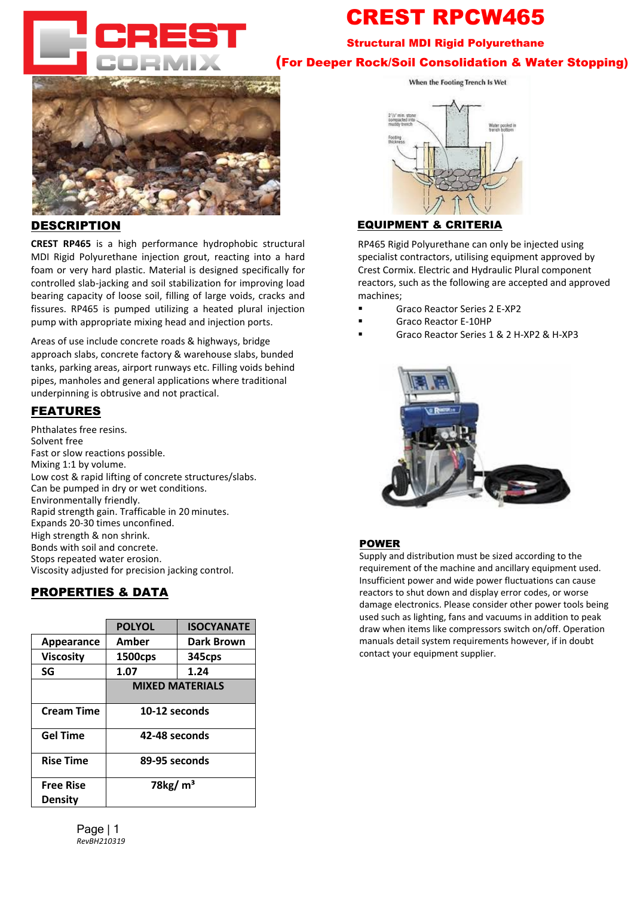# CREST RPCW465

**Structural MDI Rigid Polyurethane**

**(For Deeper Rock/Soil Consolidation & Water Stopping)**

## DESCRIPTION

**CREST RP465** is a high performance hydrophobic structural MDI Rigid Polyurethane injection grout, reacting into a hard foam or very hard plastic. Material is designed specifically for controlled slab-jacking and soil stabilization for improving load bearing capacity of loose soil, filling of large voids, cracks and fissures. RP465 is pumped utilizing a heated plural injection pump with appropriate mixing head and injection ports.

Areas of use include concrete roads & highways, bridge approach slabs, concrete factory & warehouse slabs, bunded tanks, parking areas, airport runways etc. Filling voids behind pipes, manholes and general applications where traditional underpinning is obtrusive and not practical.

## FEATURES

Phthalates free resins.
Solvent free
Fast or slow reactions possible.
Mixing 1:1 by volume.
Low cost & rapid lifting of concrete structures/slabs.
Can be pumped in dry or wet conditions.
Environmentally friendly.
Rapid strength gain. Trafficable in 20 minutes.
Expands 20-30 times unconfined.
High strength & non shrink.
Bonds with soil and concrete.
Stops repeated water erosion.
Viscosity adjusted for precision jacking control.

## PROPERTIES & DATA

| | POLYOL | ISOCYANATE |
|---|---|---|
| **Appearance** | **Amber** | **Dark Brown** |
| **Viscosity** | **1500cps** | **345cps** |
| **SG** | **1.07** | **1.24** |
| | **MIXED MATERIALS** | |
| **Cream Time** | **10-12 seconds** | |
| **Gel Time** | **42-48 seconds** | |
| **Rise Time** | **89-95 seconds** | |
| **Free Rise Density** | **78kg/ m³** | |

## EQUIPMENT & CRITERIA

RP465 Rigid Polyurethane can only be injected using specialist contractors, utilising equipment approved by Crest Cormix. Electric and Hydraulic Plural component reactors, such as the following are accepted and approved machines;

- Graco Reactor Series 2 E-XP2
- Graco Reactor E-10HP
- Graco Reactor Series 1 & 2 H-XP2 & H-XP3

## POWER

Supply and distribution must be sized according to the requirement of the machine and ancillary equipment used. Insufficient power and wide power fluctuations can cause reactors to shut down and display error codes, or worse damage electronics. Please consider other power tools being used such as lighting, fans and vacuums in addition to peak draw when items like compressors switch on/off. Operation manuals detail system requirements however, if in doubt contact your equipment supplier.

*RevBH210319*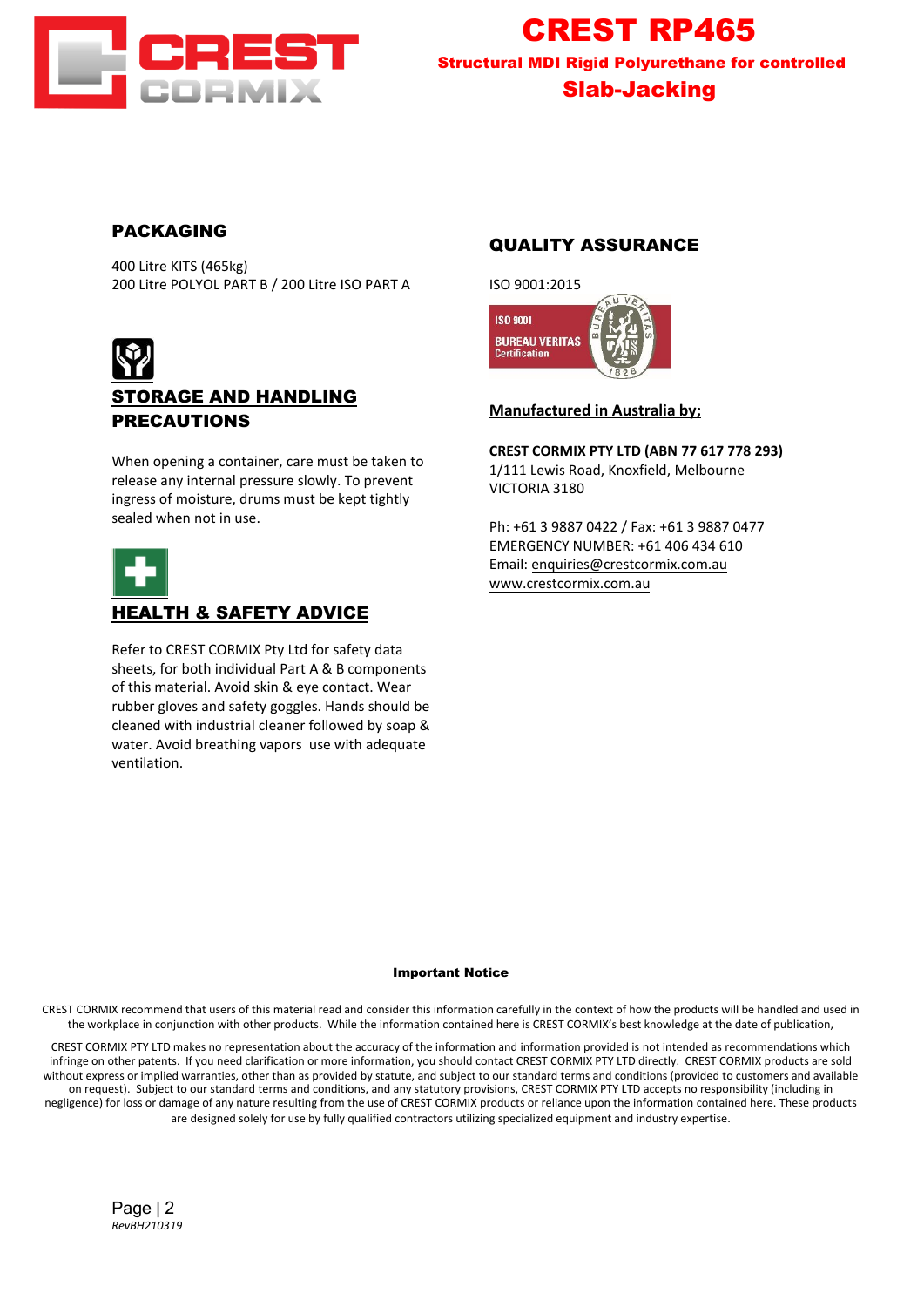# CREST RP465

## Structural MDI Rigid Polyurethane for controlled Slab-Jacking

## PACKAGING

400 Litre KITS (465kg)
200 Litre POLYOL PART B / 200 Litre ISO PART A

## STORAGE AND HANDLING PRECAUTIONS

When opening a container, care must be taken to release any internal pressure slowly. To prevent ingress of moisture, drums must be kept tightly sealed when not in use.

## HEALTH & SAFETY ADVICE

Refer to CREST CORMIX Pty Ltd for safety data sheets, for both individual Part A & B components of this material. Avoid skin & eye contact. Wear rubber gloves and safety goggles. Hands should be cleaned with industrial cleaner followed by soap & water. Avoid breathing vapors  use with adequate ventilation.

## QUALITY ASSURANCE

ISO 9001:2015

ISO 9001
BUREAU VERITAS
Certification

**Manufactured in Australia by;**

**CREST CORMIX PTY LTD (ABN 77 617 778 293)**
1/111 Lewis Road, Knoxfield, Melbourne
VICTORIA 3180

Ph: +61 3 9887 0422 / Fax: +61 3 9887 0477
EMERGENCY NUMBER: +61 406 434 610
Email: enquiries@crestcormix.com.au
www.crestcormix.com.au

**Important Notice**

CREST CORMIX recommend that users of this material read and consider this information carefully in the context of how the products will be handled and used in the workplace in conjunction with other products. While the information contained here is CREST CORMIX's best knowledge at the date of publication,

CREST CORMIX PTY LTD makes no representation about the accuracy of the information and information provided is not intended as recommendations which infringe on other patents. If you need clarification or more information, you should contact CREST CORMIX PTY LTD directly. CREST CORMIX products are sold without express or implied warranties, other than as provided by statute, and subject to our standard terms and conditions (provided to customers and available on request). Subject to our standard terms and conditions, and any statutory provisions, CREST CORMIX PTY LTD accepts no responsibility (including in negligence) for loss or damage of any nature resulting from the use of CREST CORMIX products or reliance upon the information contained here. These products are designed solely for use by fully qualified contractors utilizing specialized equipment and industry expertise.

*RevBH210319*